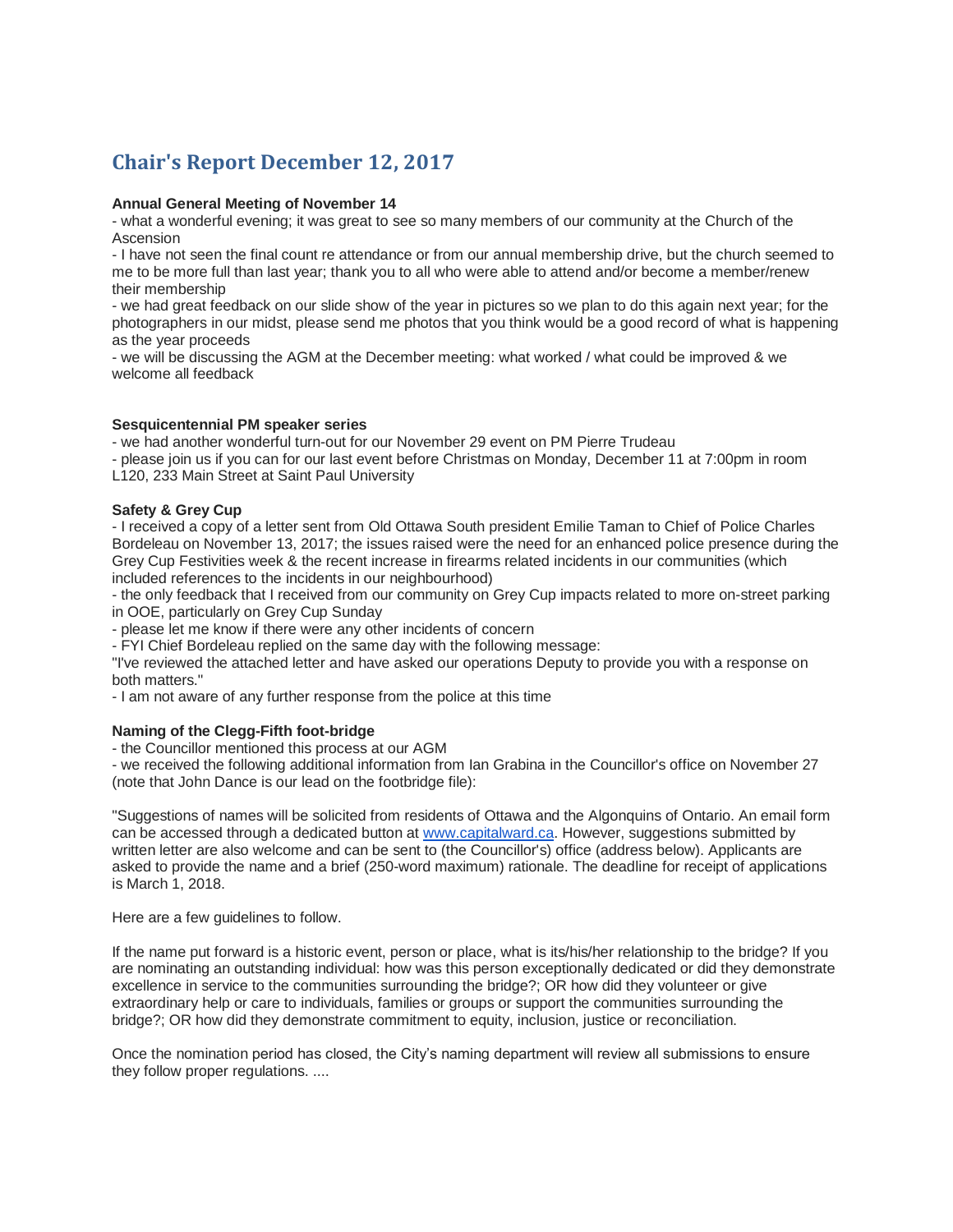# Chair's Report December 12, 2017

**Annual General Meeting of November 14**

- what a wonderful evening; it was great to see so many members of our community at the Church of the Ascension
- I have not seen the final count re attendance or from our annual membership drive, but the church seemed to me to be more full than last year; thank you to all who were able to attend and/or become a member/renew their membership
- we had great feedback on our slide show of the year in pictures so we plan to do this again next year; for the photographers in our midst, please send me photos that you think would be a good record of what is happening as the year proceeds
- we will be discussing the AGM at the December meeting: what worked / what could be improved & we welcome all feedback

**Sesquicentennial PM speaker series**

- we had another wonderful turn-out for our November 29 event on PM Pierre Trudeau
- please join us if you can for our last event before Christmas on Monday, December 11 at 7:00pm in room L120, 233 Main Street at Saint Paul University

**Safety & Grey Cup**

- I received a copy of a letter sent from Old Ottawa South president Emilie Taman to Chief of Police Charles Bordeleau on November 13, 2017; the issues raised were the need for an enhanced police presence during the Grey Cup Festivities week & the recent increase in firearms related incidents in our communities (which included references to the incidents in our neighbourhood)
- the only feedback that I received from our community on Grey Cup impacts related to more on-street parking in OOE, particularly on Grey Cup Sunday
- please let me know if there were any other incidents of concern
- FYI Chief Bordeleau replied on the same day with the following message:

"I've reviewed the attached letter and have asked our operations Deputy to provide you with a response on both matters."

- I am not aware of any further response from the police at this time

**Naming of the Clegg-Fifth foot-bridge**

- the Councillor mentioned this process at our AGM
- we received the following additional information from Ian Grabina in the Councillor's office on November 27 (note that John Dance is our lead on the footbridge file):

"Suggestions of names will be solicited from residents of Ottawa and the Algonquins of Ontario. An email form can be accessed through a dedicated button at [www.capitalward.ca](http://www.capitalward.ca). However, suggestions submitted by written letter are also welcome and can be sent to (the Councillor's) office (address below). Applicants are asked to provide the name and a brief (250-word maximum) rationale. The deadline for receipt of applications is March 1, 2018.

Here are a few guidelines to follow.

If the name put forward is a historic event, person or place, what is its/his/her relationship to the bridge? If you are nominating an outstanding individual: how was this person exceptionally dedicated or did they demonstrate excellence in service to the communities surrounding the bridge?; OR how did they volunteer or give extraordinary help or care to individuals, families or groups or support the communities surrounding the bridge?; OR how did they demonstrate commitment to equity, inclusion, justice or reconciliation.

Once the nomination period has closed, the City's naming department will review all submissions to ensure they follow proper regulations. ....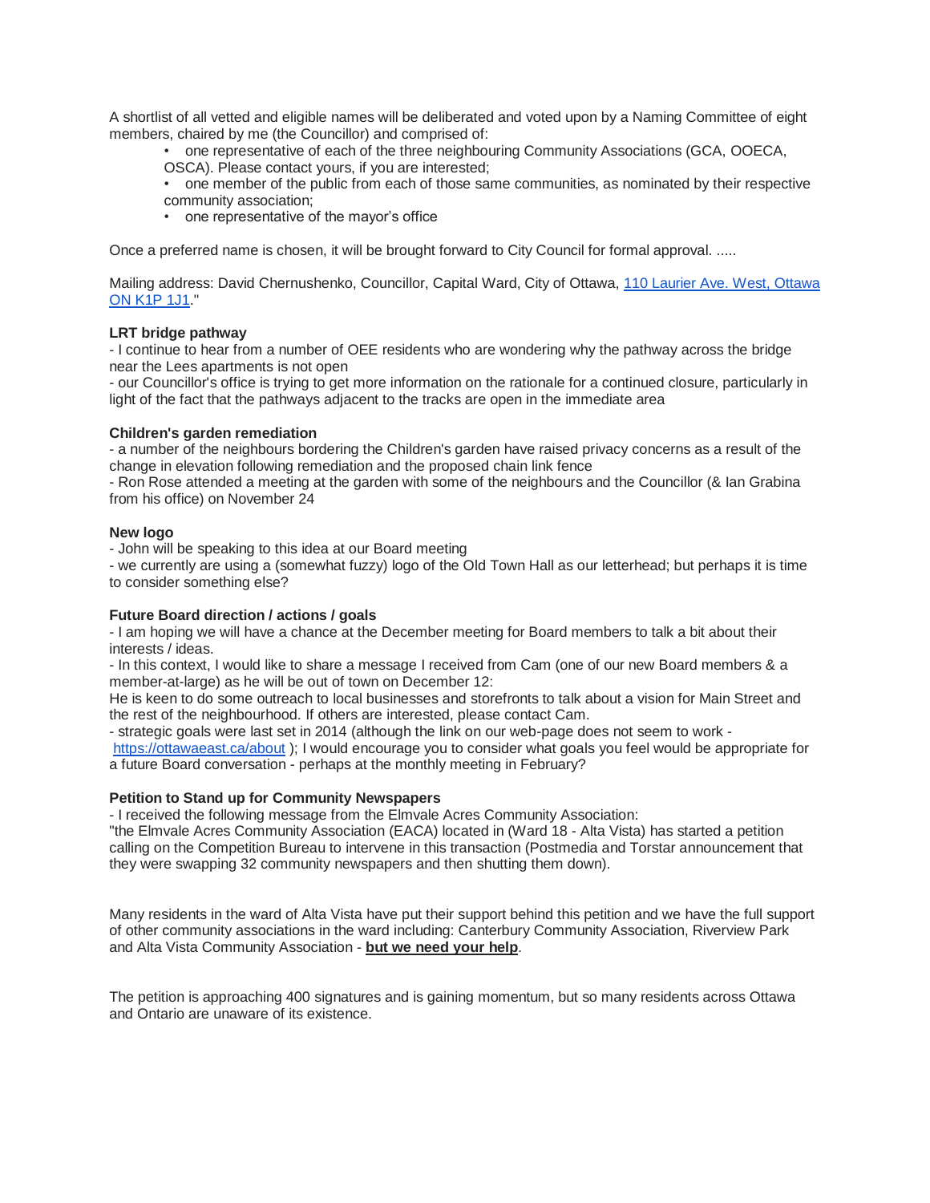A shortlist of all vetted and eligible names will be deliberated and voted upon by a Naming Committee of eight members, chaired by me (the Councillor) and comprised of:

- one representative of each of the three neighbouring Community Associations (GCA, OOECA, OSCA). Please contact yours, if you are interested;
- one member of the public from each of those same communities, as nominated by their respective community association;
- one representative of the mayor's office

Once a preferred name is chosen, it will be brought forward to City Council for formal approval. .....

Mailing address: David Chernushenko, Councillor, Capital Ward, City of Ottawa, [110 Laurier Ave. West, Ottawa ON K1P 1J1](110 Laurier Ave. West, Ottawa ON K1P 1J1)."

**LRT bridge pathway**

- I continue to hear from a number of OEE residents who are wondering why the pathway across the bridge near the Lees apartments is not open
- our Councillor's office is trying to get more information on the rationale for a continued closure, particularly in light of the fact that the pathways adjacent to the tracks are open in the immediate area

**Children's garden remediation**

- a number of the neighbours bordering the Children's garden have raised privacy concerns as a result of the change in elevation following remediation and the proposed chain link fence
- Ron Rose attended a meeting at the garden with some of the neighbours and the Councillor (& Ian Grabina from his office) on November 24

**New logo**

- John will be speaking to this idea at our Board meeting
- we currently are using a (somewhat fuzzy) logo of the Old Town Hall as our letterhead; but perhaps it is time to consider something else?

**Future Board direction / actions / goals**

- I am hoping we will have a chance at the December meeting for Board members to talk a bit about their interests / ideas.
- In this context, I would like to share a message I received from Cam (one of our new Board members & a member-at-large) as he will be out of town on December 12:

He is keen to do some outreach to local businesses and storefronts to talk about a vision for Main Street and the rest of the neighbourhood. If others are interested, please contact Cam.

- strategic goals were last set in 2014 (although the link on our web-page does not seem to work - [https://ottawaeast.ca/about](https://ottawaeast.ca/about) ); I would encourage you to consider what goals you feel would be appropriate for a future Board conversation - perhaps at the monthly meeting in February?

**Petition to Stand up for Community Newspapers**

- I received the following message from the Elmvale Acres Community Association:

"the Elmvale Acres Community Association (EACA) located in (Ward 18 - Alta Vista) has started a petition calling on the Competition Bureau to intervene in this transaction (Postmedia and Torstar announcement that they were swapping 32 community newspapers and then shutting them down).

Many residents in the ward of Alta Vista have put their support behind this petition and we have the full support of other community associations in the ward including: Canterbury Community Association, Riverview Park and Alta Vista Community Association - **but we need your help**.

The petition is approaching 400 signatures and is gaining momentum, but so many residents across Ottawa and Ontario are unaware of its existence.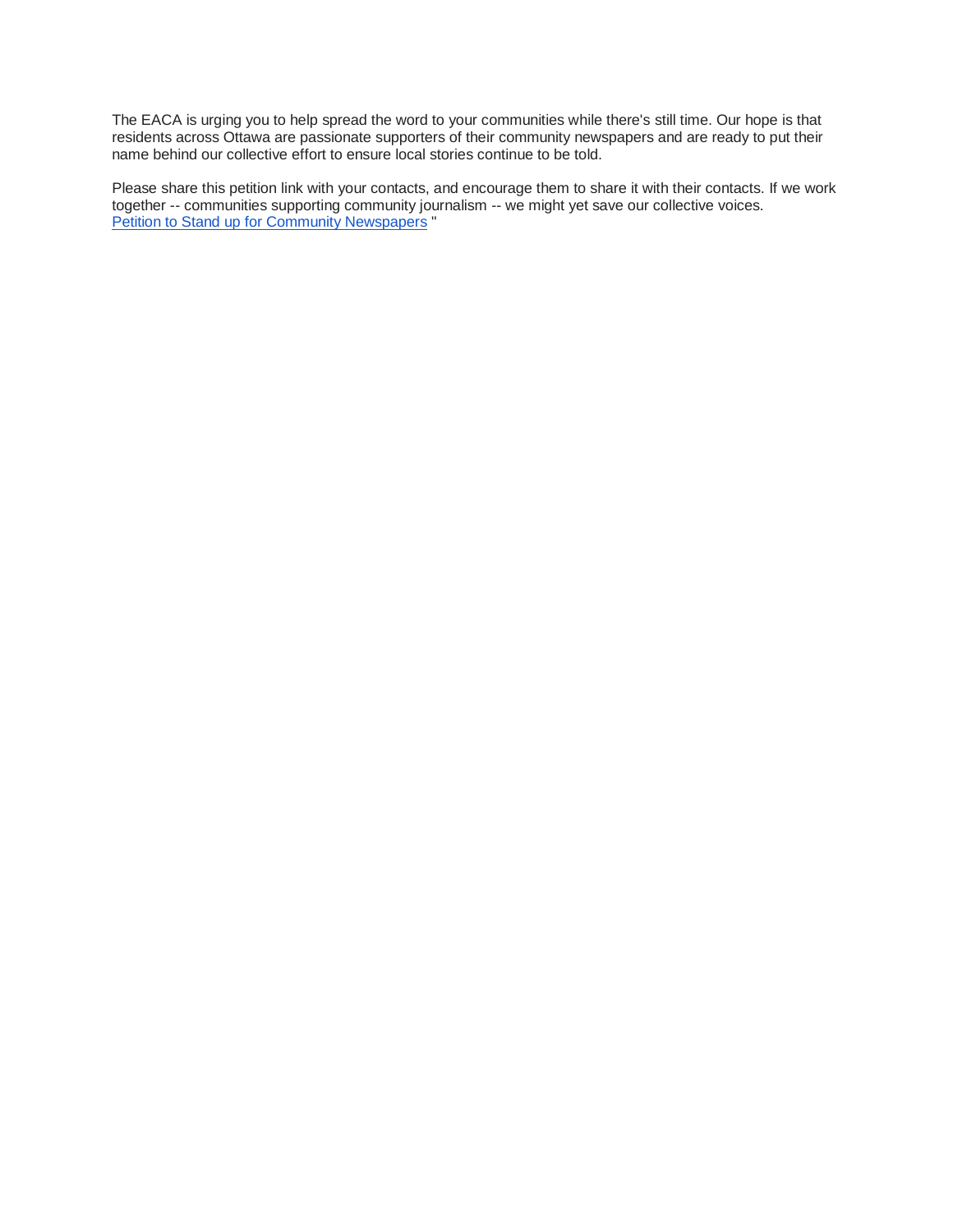The EACA is urging you to help spread the word to your communities while there's still time. Our hope is that residents across Ottawa are passionate supporters of their community newspapers and are ready to put their name behind our collective effort to ensure local stories continue to be told.

Please share this petition link with your contacts, and encourage them to share it with their contacts. If we work together -- communities supporting community journalism -- we might yet save our collective voices.
Petition to Stand up for Community Newspapers "